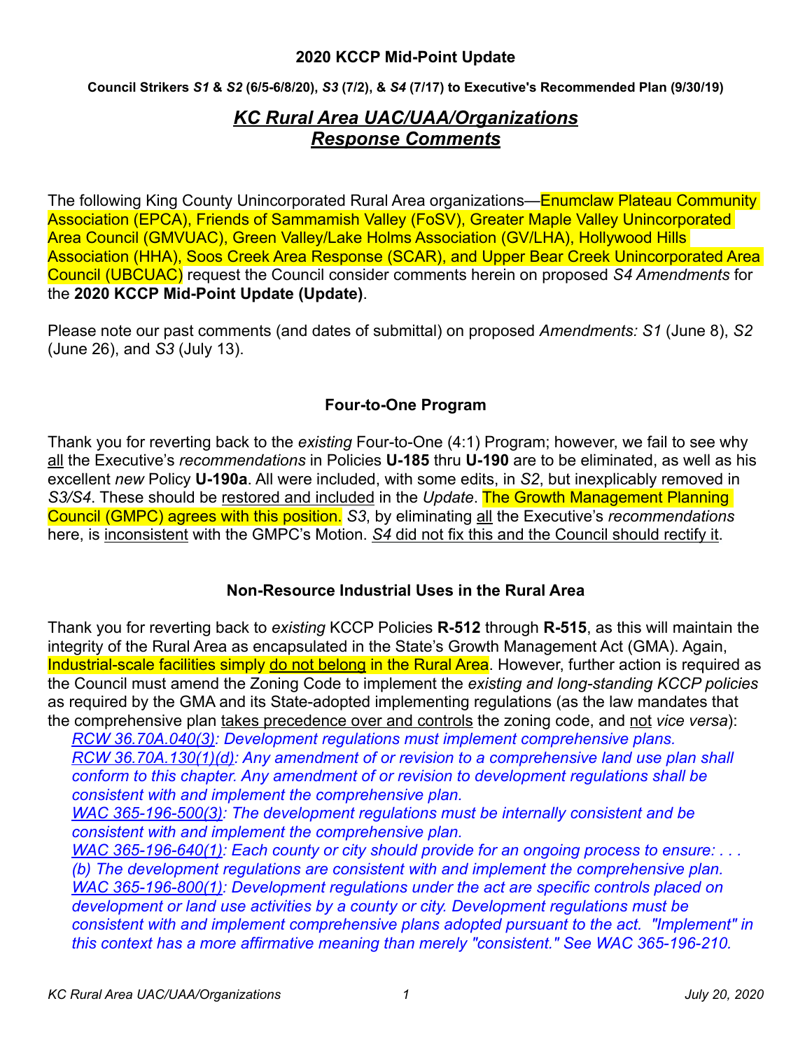**2020 KCCP Mid-Point Update**

**Council Strikers *S1* & *S2* (6/5-6/8/20), *S3* (7/2), & *S4* (7/17) to Executive's Recommended Plan (9/30/19)**

# ***KC Rural Area UAC/UAA/Organizations Response Comments***

The following King County Unincorporated Rural Area organizations—Enumclaw Plateau Community Association (EPCA), Friends of Sammamish Valley (FoSV), Greater Maple Valley Unincorporated Area Council (GMVUAC), Green Valley/Lake Holms Association (GV/LHA), Hollywood Hills Association (HHA), Soos Creek Area Response (SCAR), and Upper Bear Creek Unincorporated Area Council (UBCUAC) request the Council consider comments herein on proposed *S4 Amendments* for the **2020 KCCP Mid-Point Update (Update)**.

Please note our past comments (and dates of submittal) on proposed *Amendments: S1* (June 8), *S2* (June 26), and *S3* (July 13).

## **Four-to-One Program**

Thank you for reverting back to the *existing* Four-to-One (4:1) Program; however, we fail to see why all the Executive's *recommendations* in Policies **U-185** thru **U-190** are to be eliminated, as well as his excellent *new* Policy **U-190a**. All were included, with some edits, in *S2*, but inexplicably removed in *S3/S4*. These should be restored and included in the *Update*. The Growth Management Planning Council (GMPC) agrees with this position. *S3*, by eliminating all the Executive's *recommendations* here, is inconsistent with the GMPC's Motion. *S4* did not fix this and the Council should rectify it.

## **Non-Resource Industrial Uses in the Rural Area**

Thank you for reverting back to *existing* KCCP Policies **R-512** through **R-515**, as this will maintain the integrity of the Rural Area as encapsulated in the State's Growth Management Act (GMA). Again, Industrial-scale facilities simply do not belong in the Rural Area. However, further action is required as the Council must amend the Zoning Code to implement the *existing and long-standing KCCP policies* as required by the GMA and its State-adopted implementing regulations (as the law mandates that the comprehensive plan takes precedence over and controls the zoning code, and not *vice versa*):

*RCW 36.70A.040(3): Development regulations must implement comprehensive plans.*
*RCW 36.70A.130(1)(d): Any amendment of or revision to a comprehensive land use plan shall conform to this chapter. Any amendment of or revision to development regulations shall be consistent with and implement the comprehensive plan.*
*WAC 365-196-500(3): The development regulations must be internally consistent and be consistent with and implement the comprehensive plan.*
*WAC 365-196-640(1): Each county or city should provide for an ongoing process to ensure: . . . (b) The development regulations are consistent with and implement the comprehensive plan.*
*WAC 365-196-800(1): Development regulations under the act are specific controls placed on development or land use activities by a county or city. Development regulations must be consistent with and implement comprehensive plans adopted pursuant to the act. "Implement" in this context has a more affirmative meaning than merely "consistent." See WAC 365-196-210.*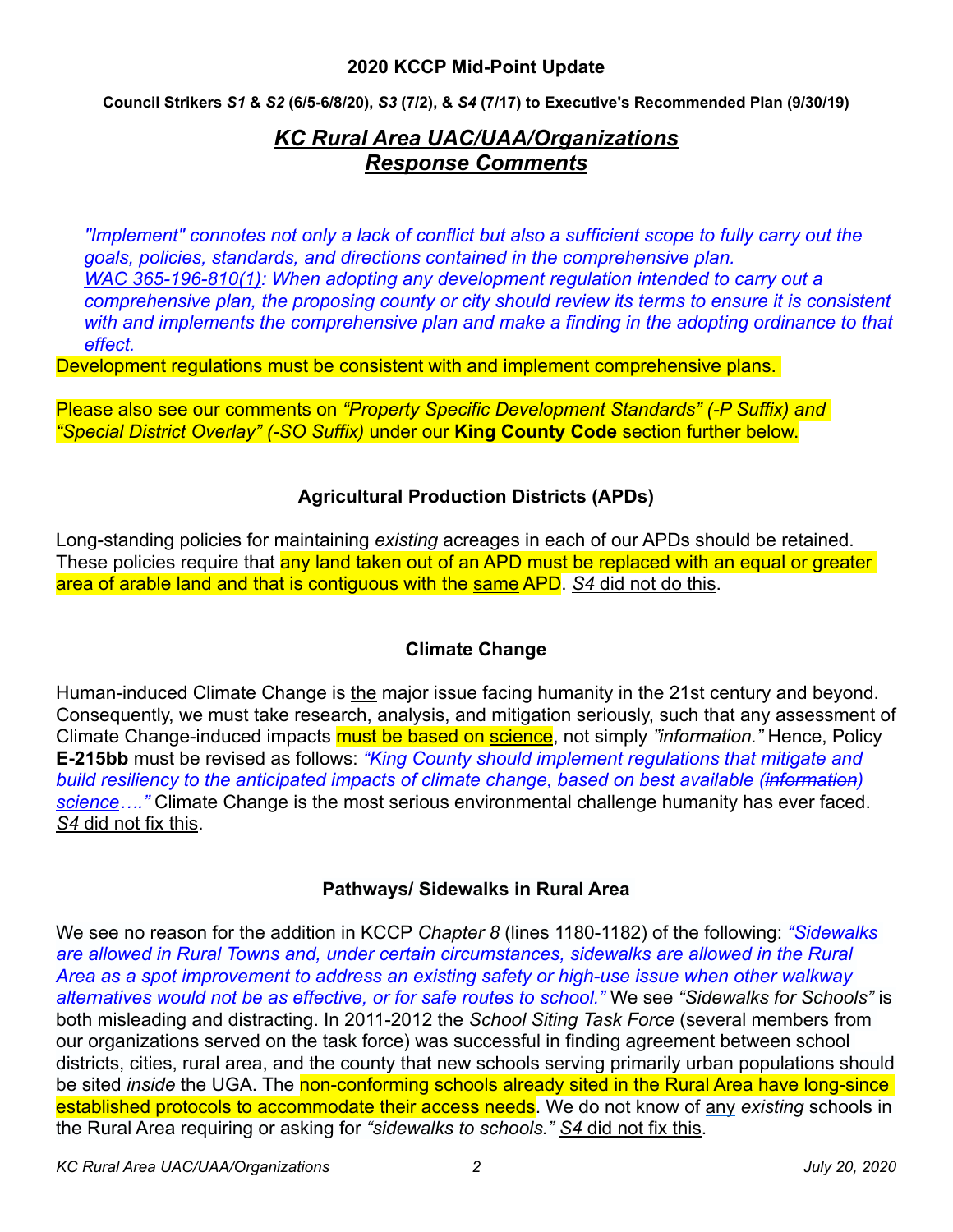**2020 KCCP Mid-Point Update**

**Council Strikers *S1* & *S2* (6/5-6/8/20), *S3* (7/2), & *S4* (7/17) to Executive's Recommended Plan (9/30/19)**

## *KC Rural Area UAC/UAA/Organizations Response Comments*

*"Implement" connotes not only a lack of conflict but also a sufficient scope to fully carry out the goals, policies, standards, and directions contained in the comprehensive plan. WAC 365-196-810(1): When adopting any development regulation intended to carry out a comprehensive plan, the proposing county or city should review its terms to ensure it is consistent with and implements the comprehensive plan and make a finding in the adopting ordinance to that effect.*

Development regulations must be consistent with and implement comprehensive plans.

Please also see our comments on *"Property Specific Development Standards" (-P Suffix) and "Special District Overlay" (-SO Suffix)* under our **King County Code** section further below.

### Agricultural Production Districts (APDs)

Long-standing policies for maintaining *existing* acreages in each of our APDs should be retained. These policies require that any land taken out of an APD must be replaced with an equal or greater area of arable land and that is contiguous with the same APD. *S4* did not do this.

### Climate Change

Human-induced Climate Change is the major issue facing humanity in the 21st century and beyond. Consequently, we must take research, analysis, and mitigation seriously, such that any assessment of Climate Change-induced impacts must be based on science, not simply *"information."* Hence, Policy **E-215bb** must be revised as follows: *"King County should implement regulations that mitigate and build resiliency to the anticipated impacts of climate change, based on best available (~~information~~) science…."* Climate Change is the most serious environmental challenge humanity has ever faced. *S4* did not fix this.

### Pathways/ Sidewalks in Rural Area

We see no reason for the addition in KCCP *Chapter 8* (lines 1180-1182) of the following: *"Sidewalks are allowed in Rural Towns and, under certain circumstances, sidewalks are allowed in the Rural Area as a spot improvement to address an existing safety or high-use issue when other walkway alternatives would not be as effective, or for safe routes to school."* We see *"Sidewalks for Schools"* is both misleading and distracting. In 2011-2012 the *School Siting Task Force* (several members from our organizations served on the task force) was successful in finding agreement between school districts, cities, rural area, and the county that new schools serving primarily urban populations should be sited *inside* the UGA. The non-conforming schools already sited in the Rural Area have long-since established protocols to accommodate their access needs. We do not know of any *existing* schools in the Rural Area requiring or asking for *"sidewalks to schools." S4* did not fix this.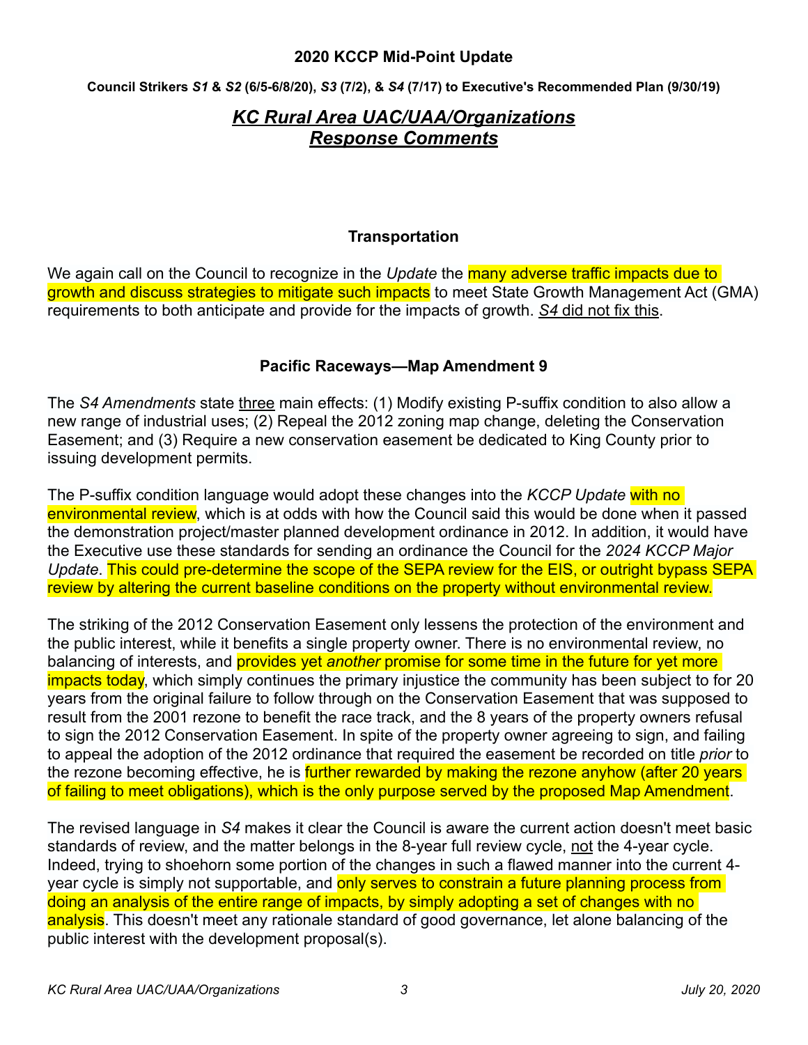**2020 KCCP Mid-Point Update**

**Council Strikers *S1* & *S2* (6/5-6/8/20), *S3* (7/2), & *S4* (7/17) to Executive's Recommended Plan (9/30/19)**

# *KC Rural Area UAC/UAA/Organizations Response Comments*

### Transportation

We again call on the Council to recognize in the *Update* the many adverse traffic impacts due to growth and discuss strategies to mitigate such impacts to meet State Growth Management Act (GMA) requirements to both anticipate and provide for the impacts of growth. *S4* did not fix this.

### Pacific Raceways—Map Amendment 9

The *S4 Amendments* state three main effects: (1) Modify existing P-suffix condition to also allow a new range of industrial uses; (2) Repeal the 2012 zoning map change, deleting the Conservation Easement; and (3) Require a new conservation easement be dedicated to King County prior to issuing development permits.

The P-suffix condition language would adopt these changes into the *KCCP Update* with no environmental review, which is at odds with how the Council said this would be done when it passed the demonstration project/master planned development ordinance in 2012. In addition, it would have the Executive use these standards for sending an ordinance the Council for the *2024 KCCP Major Update*. This could pre-determine the scope of the SEPA review for the EIS, or outright bypass SEPA review by altering the current baseline conditions on the property without environmental review.

The striking of the 2012 Conservation Easement only lessens the protection of the environment and the public interest, while it benefits a single property owner. There is no environmental review, no balancing of interests, and provides yet *another* promise for some time in the future for yet more impacts today, which simply continues the primary injustice the community has been subject to for 20 years from the original failure to follow through on the Conservation Easement that was supposed to result from the 2001 rezone to benefit the race track, and the 8 years of the property owners refusal to sign the 2012 Conservation Easement. In spite of the property owner agreeing to sign, and failing to appeal the adoption of the 2012 ordinance that required the easement be recorded on title *prior* to the rezone becoming effective, he is further rewarded by making the rezone anyhow (after 20 years of failing to meet obligations), which is the only purpose served by the proposed Map Amendment.

The revised language in *S4* makes it clear the Council is aware the current action doesn't meet basic standards of review, and the matter belongs in the 8-year full review cycle, not the 4-year cycle. Indeed, trying to shoehorn some portion of the changes in such a flawed manner into the current 4-year cycle is simply not supportable, and only serves to constrain a future planning process from doing an analysis of the entire range of impacts, by simply adopting a set of changes with no analysis. This doesn't meet any rationale standard of good governance, let alone balancing of the public interest with the development proposal(s).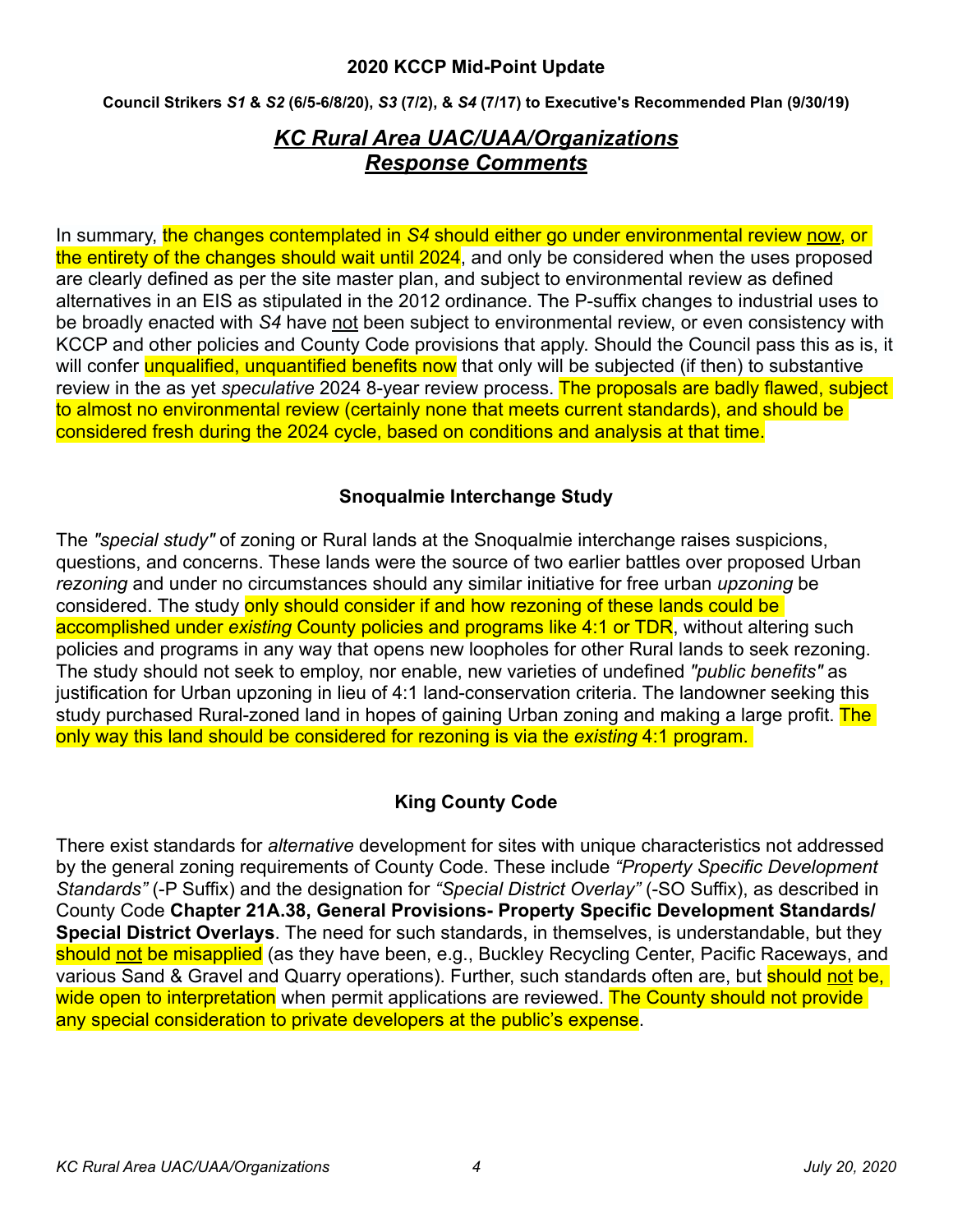**2020 KCCP Mid-Point Update**

**Council Strikers *S1* & *S2* (6/5-6/8/20), *S3* (7/2), & *S4* (7/17) to Executive's Recommended Plan (9/30/19)**

## ***KC Rural Area UAC/UAA/Organizations Response Comments***

In summary, the changes contemplated in *S4* should either go under environmental review now, or the entirety of the changes should wait until 2024, and only be considered when the uses proposed are clearly defined as per the site master plan, and subject to environmental review as defined alternatives in an EIS as stipulated in the 2012 ordinance. The P-suffix changes to industrial uses to be broadly enacted with *S4* have not been subject to environmental review, or even consistency with KCCP and other policies and County Code provisions that apply. Should the Council pass this as is, it will confer unqualified, unquantified benefits now that only will be subjected (if then) to substantive review in the as yet *speculative* 2024 8-year review process. The proposals are badly flawed, subject to almost no environmental review (certainly none that meets current standards), and should be considered fresh during the 2024 cycle, based on conditions and analysis at that time.

### Snoqualmie Interchange Study

The *"special study"* of zoning or Rural lands at the Snoqualmie interchange raises suspicions, questions, and concerns. These lands were the source of two earlier battles over proposed Urban *rezoning* and under no circumstances should any similar initiative for free urban *upzoning* be considered. The study only should consider if and how rezoning of these lands could be accomplished under *existing* County policies and programs like 4:1 or TDR, without altering such policies and programs in any way that opens new loopholes for other Rural lands to seek rezoning. The study should not seek to employ, nor enable, new varieties of undefined *"public benefits"* as justification for Urban upzoning in lieu of 4:1 land-conservation criteria. The landowner seeking this study purchased Rural-zoned land in hopes of gaining Urban zoning and making a large profit. The only way this land should be considered for rezoning is via the *existing* 4:1 program.

### King County Code

There exist standards for *alternative* development for sites with unique characteristics not addressed by the general zoning requirements of County Code. These include *"Property Specific Development Standards"* (-P Suffix) and the designation for *"Special District Overlay"* (-SO Suffix), as described in County Code **Chapter 21A.38, General Provisions- Property Specific Development Standards/ Special District Overlays**. The need for such standards, in themselves, is understandable, but they should not be misapplied (as they have been, e.g., Buckley Recycling Center, Pacific Raceways, and various Sand & Gravel and Quarry operations). Further, such standards often are, but should not be, wide open to interpretation when permit applications are reviewed. The County should not provide any special consideration to private developers at the public's expense.